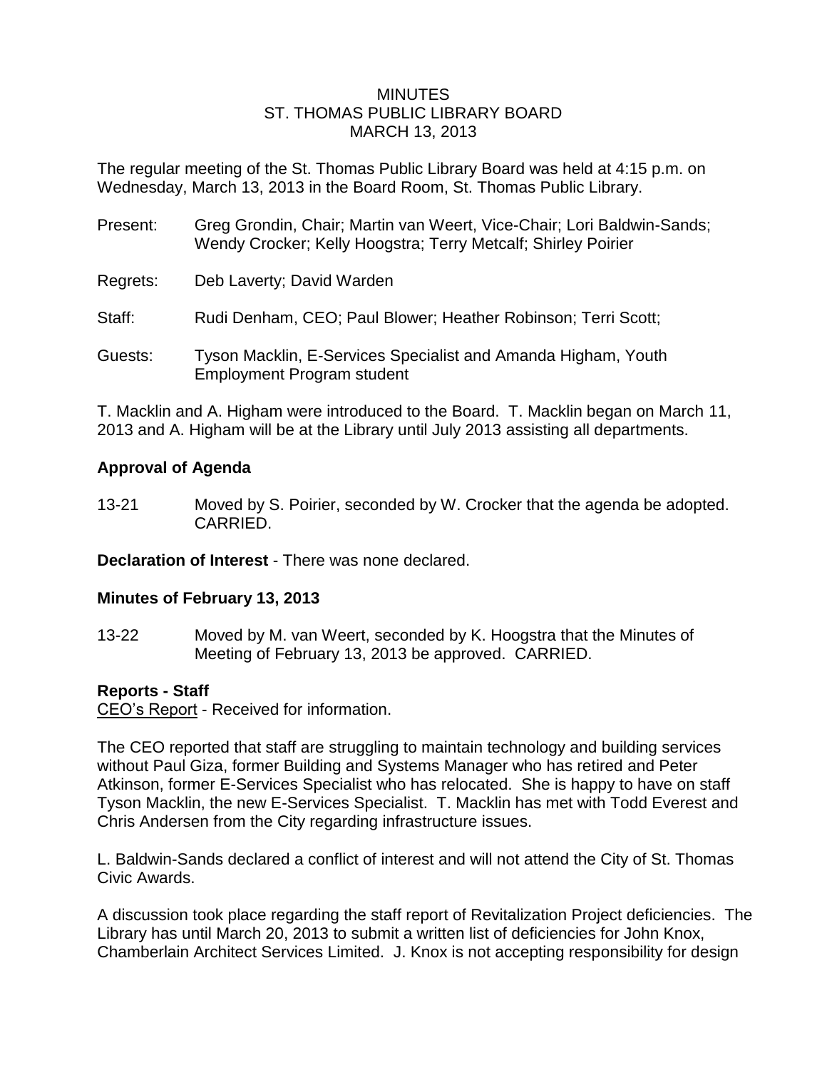# MINUTES
## ST. THOMAS PUBLIC LIBRARY BOARD
### MARCH 13, 2013

The regular meeting of the St. Thomas Public Library Board was held at 4:15 p.m. on Wednesday, March 13, 2013 in the Board Room, St. Thomas Public Library.

Present: Greg Grondin, Chair; Martin van Weert, Vice-Chair; Lori Baldwin-Sands; Wendy Crocker; Kelly Hoogstra; Terry Metcalf; Shirley Poirier

Regrets: Deb Laverty; David Warden

Staff: Rudi Denham, CEO; Paul Blower; Heather Robinson; Terri Scott;

Guests: Tyson Macklin, E-Services Specialist and Amanda Higham, Youth Employment Program student

T. Macklin and A. Higham were introduced to the Board. T. Macklin began on March 11, 2013 and A. Higham will be at the Library until July 2013 assisting all departments.

**Approval of Agenda**

13-21 Moved by S. Poirier, seconded by W. Crocker that the agenda be adopted. CARRIED.

**Declaration of Interest** - There was none declared.

**Minutes of February 13, 2013**

13-22 Moved by M. van Weert, seconded by K. Hoogstra that the Minutes of Meeting of February 13, 2013 be approved. CARRIED.

**Reports - Staff**

CEO's Report - Received for information.

The CEO reported that staff are struggling to maintain technology and building services without Paul Giza, former Building and Systems Manager who has retired and Peter Atkinson, former E-Services Specialist who has relocated. She is happy to have on staff Tyson Macklin, the new E-Services Specialist. T. Macklin has met with Todd Everest and Chris Andersen from the City regarding infrastructure issues.

L. Baldwin-Sands declared a conflict of interest and will not attend the City of St. Thomas Civic Awards.

A discussion took place regarding the staff report of Revitalization Project deficiencies. The Library has until March 20, 2013 to submit a written list of deficiencies for John Knox, Chamberlain Architect Services Limited. J. Knox is not accepting responsibility for design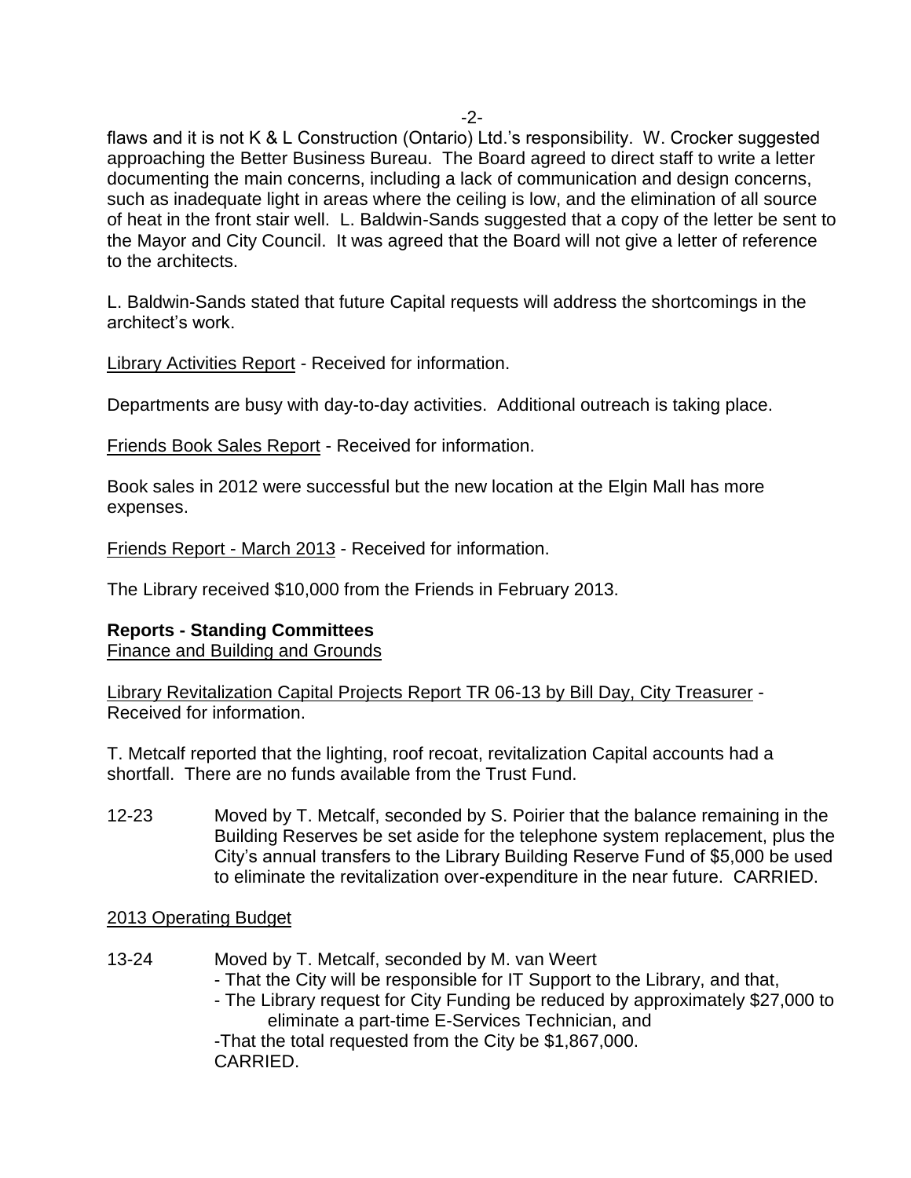flaws and it is not K & L Construction (Ontario) Ltd.'s responsibility. W. Crocker suggested approaching the Better Business Bureau. The Board agreed to direct staff to write a letter documenting the main concerns, including a lack of communication and design concerns, such as inadequate light in areas where the ceiling is low, and the elimination of all source of heat in the front stair well. L. Baldwin-Sands suggested that a copy of the letter be sent to the Mayor and City Council. It was agreed that the Board will not give a letter of reference to the architects.

L. Baldwin-Sands stated that future Capital requests will address the shortcomings in the architect's work.

Library Activities Report - Received for information.

Departments are busy with day-to-day activities. Additional outreach is taking place.

Friends Book Sales Report - Received for information.

Book sales in 2012 were successful but the new location at the Elgin Mall has more expenses.

Friends Report - March 2013 - Received for information.

The Library received $10,000 from the Friends in February 2013.

**Reports - Standing Committees**

Finance and Building and Grounds

Library Revitalization Capital Projects Report TR 06-13 by Bill Day, City Treasurer - Received for information.

T. Metcalf reported that the lighting, roof recoat, revitalization Capital accounts had a shortfall. There are no funds available from the Trust Fund.

12-23 Moved by T. Metcalf, seconded by S. Poirier that the balance remaining in the Building Reserves be set aside for the telephone system replacement, plus the City's annual transfers to the Library Building Reserve Fund of $5,000 be used to eliminate the revitalization over-expenditure in the near future. CARRIED.

2013 Operating Budget

13-24 Moved by T. Metcalf, seconded by M. van Weert
- That the City will be responsible for IT Support to the Library, and that,
- The Library request for City Funding be reduced by approximately $27,000 to eliminate a part-time E-Services Technician, and
-That the total requested from the City be $1,867,000.
CARRIED.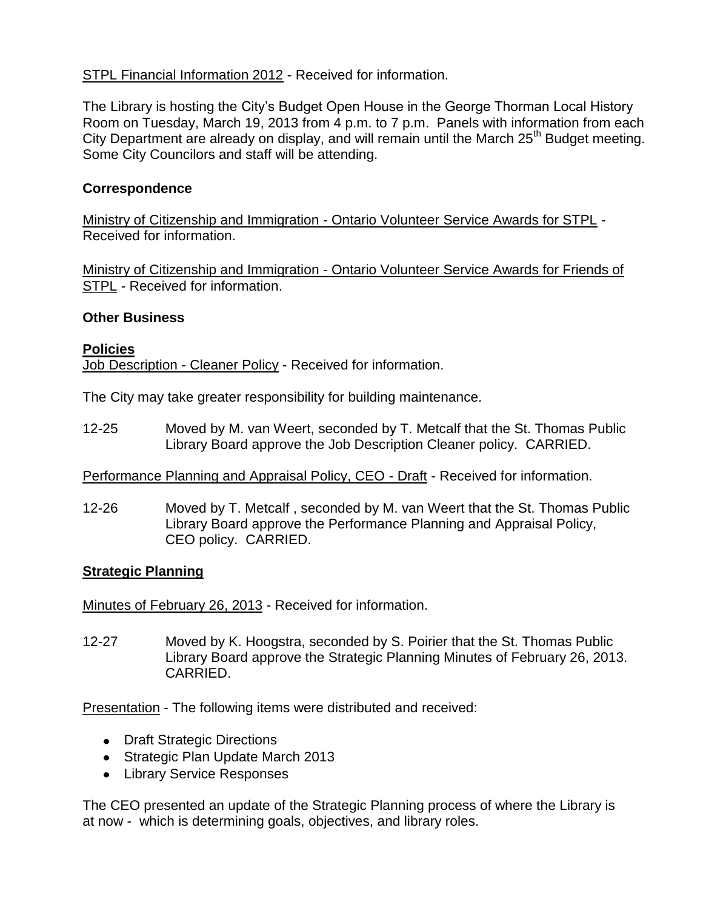STPL Financial Information 2012 - Received for information.

The Library is hosting the City's Budget Open House in the George Thorman Local History Room on Tuesday, March 19, 2013 from 4 p.m. to 7 p.m. Panels with information from each City Department are already on display, and will remain until the March 25th Budget meeting. Some City Councilors and staff will be attending.

**Correspondence**

Ministry of Citizenship and Immigration - Ontario Volunteer Service Awards for STPL - Received for information.

Ministry of Citizenship and Immigration - Ontario Volunteer Service Awards for Friends of STPL - Received for information.

**Other Business**

**Policies**

Job Description - Cleaner Policy - Received for information.

The City may take greater responsibility for building maintenance.

12-25 Moved by M. van Weert, seconded by T. Metcalf that the St. Thomas Public Library Board approve the Job Description Cleaner policy. CARRIED.

Performance Planning and Appraisal Policy, CEO - Draft - Received for information.

12-26 Moved by T. Metcalf , seconded by M. van Weert that the St. Thomas Public Library Board approve the Performance Planning and Appraisal Policy, CEO policy. CARRIED.

**Strategic Planning**

Minutes of February 26, 2013 - Received for information.

12-27 Moved by K. Hoogstra, seconded by S. Poirier that the St. Thomas Public Library Board approve the Strategic Planning Minutes of February 26, 2013. CARRIED.

Presentation - The following items were distributed and received:

- Draft Strategic Directions
- Strategic Plan Update March 2013
- Library Service Responses

The CEO presented an update of the Strategic Planning process of where the Library is at now - which is determining goals, objectives, and library roles.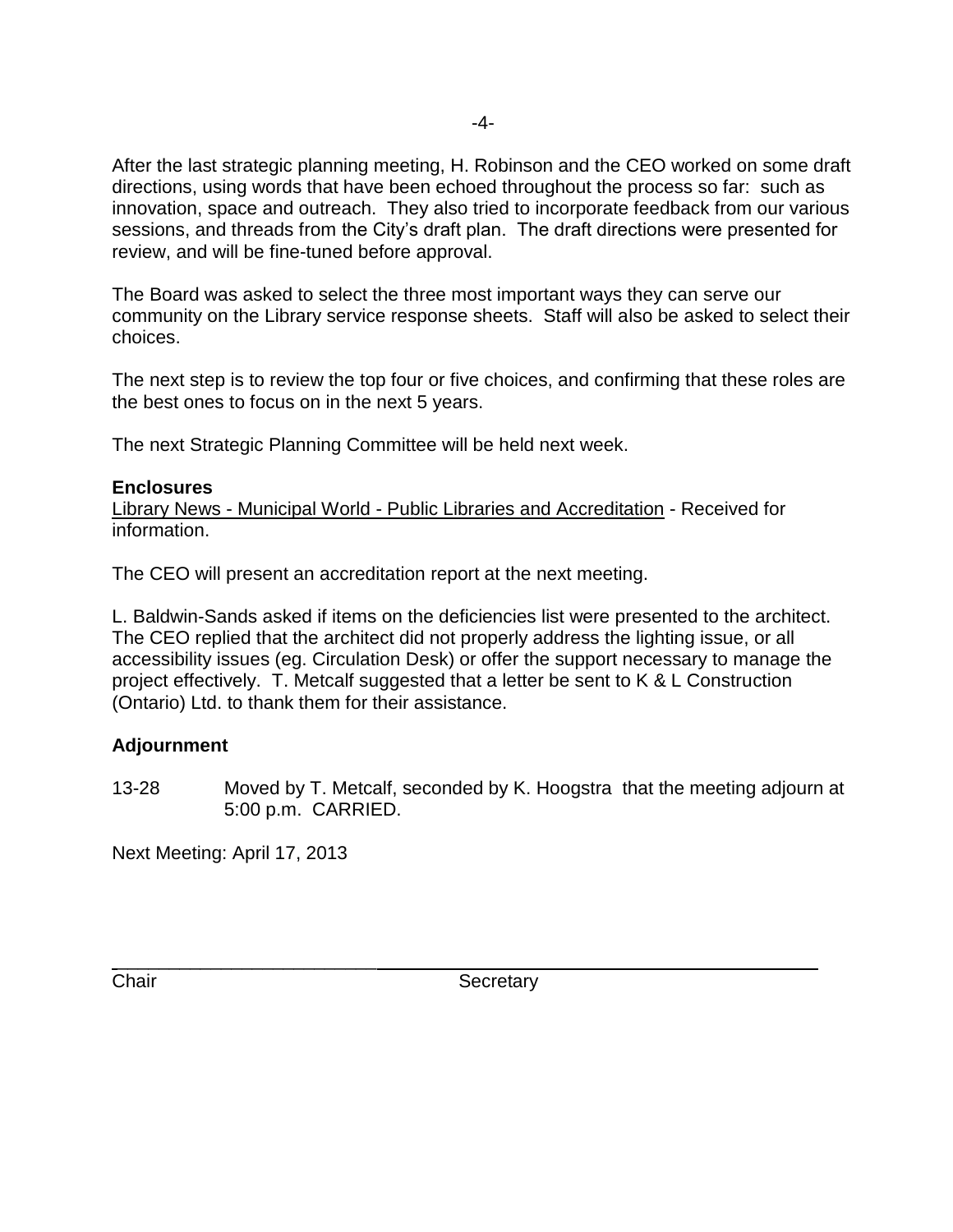After the last strategic planning meeting, H. Robinson and the CEO worked on some draft directions, using words that have been echoed throughout the process so far: such as innovation, space and outreach. They also tried to incorporate feedback from our various sessions, and threads from the City's draft plan. The draft directions were presented for review, and will be fine-tuned before approval.

The Board was asked to select the three most important ways they can serve our community on the Library service response sheets. Staff will also be asked to select their choices.

The next step is to review the top four or five choices, and confirming that these roles are the best ones to focus on in the next 5 years.

The next Strategic Planning Committee will be held next week.

**Enclosures**

Library News - Municipal World - Public Libraries and Accreditation - Received for information.

The CEO will present an accreditation report at the next meeting.

L. Baldwin-Sands asked if items on the deficiencies list were presented to the architect. The CEO replied that the architect did not properly address the lighting issue, or all accessibility issues (eg. Circulation Desk) or offer the support necessary to manage the project effectively. T. Metcalf suggested that a letter be sent to K & L Construction (Ontario) Ltd. to thank them for their assistance.

## Adjournment

13-28 Moved by T. Metcalf, seconded by K. Hoogstra that the meeting adjourn at 5:00 p.m. CARRIED.

Next Meeting: April 17, 2013

Chair Secretary